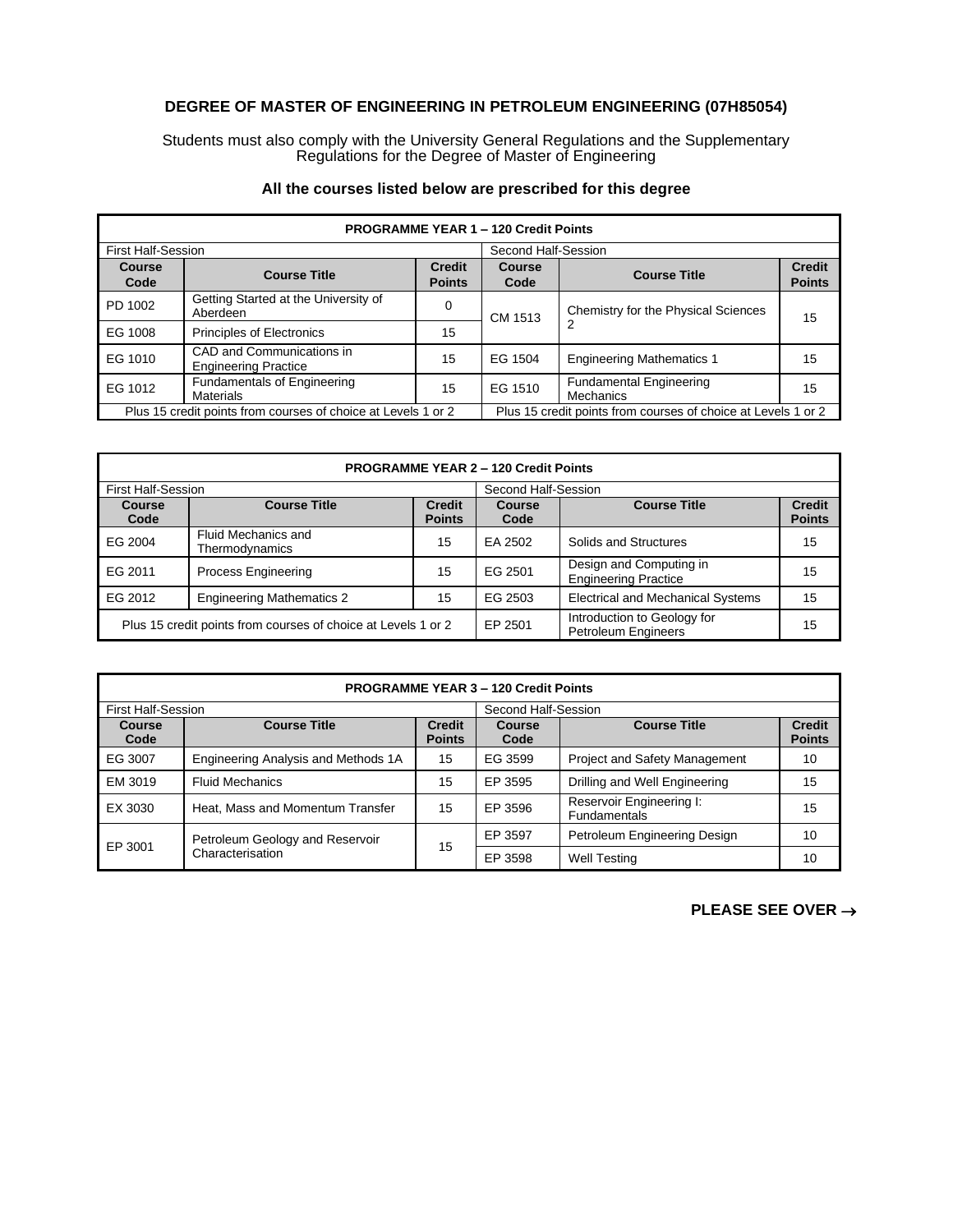# DEGREE OF MASTER OF ENGINEERING IN PETROLEUM ENGINEERING (07H85054)

Students must also comply with the University General Regulations and the Supplementary Regulations for the Degree of Master of Engineering

**All the courses listed below are prescribed for this degree**

| **PROGRAMME YEAR 1 – 120 Credit Points** | | | | | |
|---|---|---|---|---|---|
| First Half-Session | | | Second Half-Session | | |
| **Course Code** | **Course Title** | **Credit Points** | **Course Code** | **Course Title** | **Credit Points** |
| PD 1002 | Getting Started at the University of Aberdeen | 0 | CM 1513 | Chemistry for the Physical Sciences 2 | 15 |
| EG 1008 | Principles of Electronics | 15 | | | |
| EG 1010 | CAD and Communications in Engineering Practice | 15 | EG 1504 | Engineering Mathematics 1 | 15 |
| EG 1012 | Fundamentals of Engineering Materials | 15 | EG 1510 | Fundamental Engineering Mechanics | 15 |
| Plus 15 credit points from courses of choice at Levels 1 or 2 | | | Plus 15 credit points from courses of choice at Levels 1 or 2 | | |

| **PROGRAMME YEAR 2 – 120 Credit Points** | | | | | |
|---|---|---|---|---|---|
| First Half-Session | | | Second Half-Session | | |
| **Course Code** | **Course Title** | **Credit Points** | **Course Code** | **Course Title** | **Credit Points** |
| EG 2004 | Fluid Mechanics and Thermodynamics | 15 | EA 2502 | Solids and Structures | 15 |
| EG 2011 | Process Engineering | 15 | EG 2501 | Design and Computing in Engineering Practice | 15 |
| EG 2012 | Engineering Mathematics 2 | 15 | EG 2503 | Electrical and Mechanical Systems | 15 |
| Plus 15 credit points from courses of choice at Levels 1 or 2 | | | EP 2501 | Introduction to Geology for Petroleum Engineers | 15 |

| **PROGRAMME YEAR 3 – 120 Credit Points** | | | | | |
|---|---|---|---|---|---|
| First Half-Session | | | Second Half-Session | | |
| **Course Code** | **Course Title** | **Credit Points** | **Course Code** | **Course Title** | **Credit Points** |
| EG 3007 | Engineering Analysis and Methods 1A | 15 | EG 3599 | Project and Safety Management | 10 |
| EM 3019 | Fluid Mechanics | 15 | EP 3595 | Drilling and Well Engineering | 15 |
| EX 3030 | Heat, Mass and Momentum Transfer | 15 | EP 3596 | Reservoir Engineering I: Fundamentals | 15 |
| EP 3001 | Petroleum Geology and Reservoir Characterisation | 15 | EP 3597 | Petroleum Engineering Design | 10 |
| | | | EP 3598 | Well Testing | 10 |

**PLEASE SEE OVER →**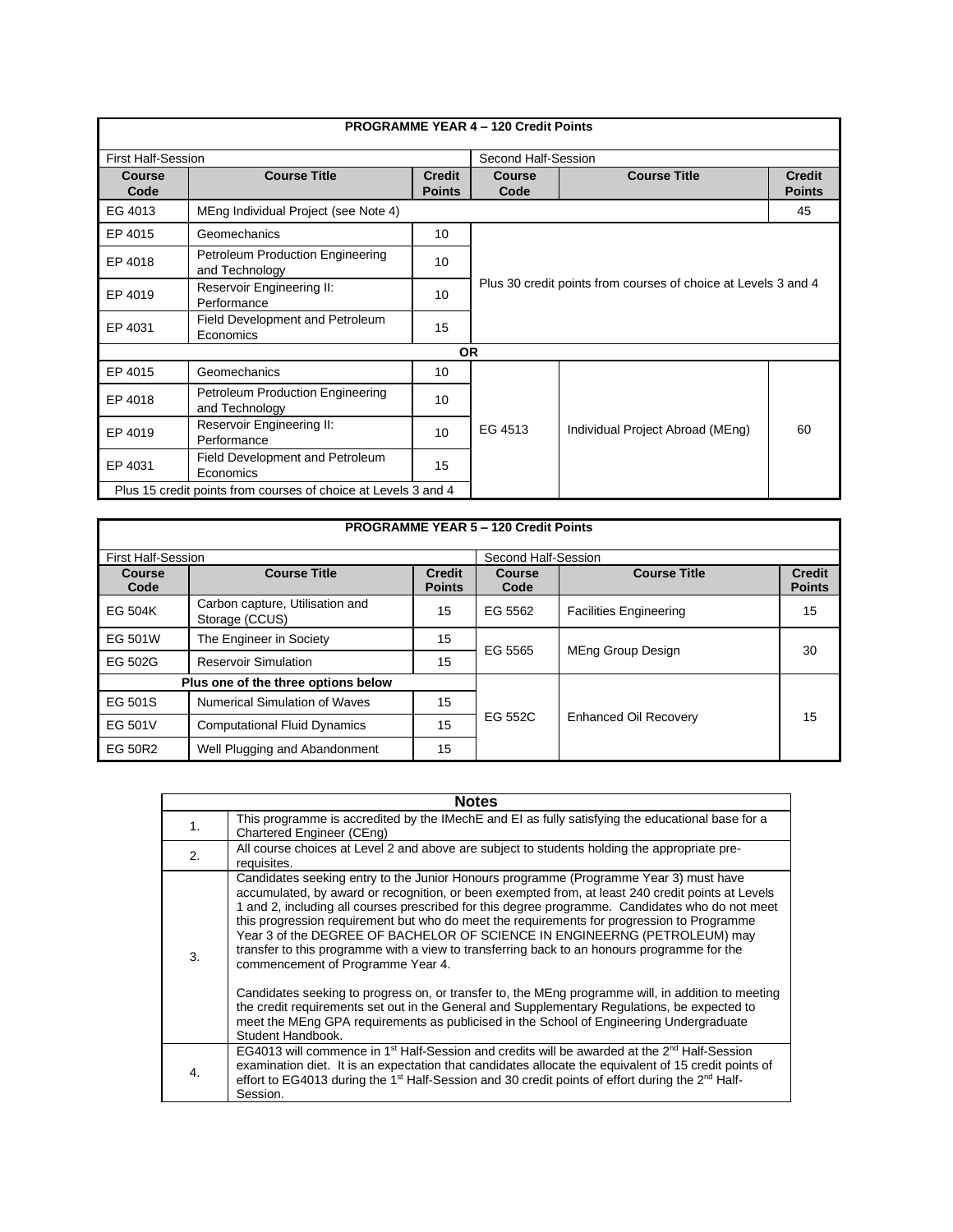| PROGRAMME YEAR 4 – 120 Credit Points | | | | | |
|---|---|---|---|---|---|
| First Half-Session | | | Second Half-Session | | |
| **Course Code** | **Course Title** | **Credit Points** | **Course Code** | **Course Title** | **Credit Points** |
| EG 4013 | MEng Individual Project (see Note 4) | | | | 45 |
| EP 4015 | Geomechanics | 10 | Plus 30 credit points from courses of choice at Levels 3 and 4 | | |
| EP 4018 | Petroleum Production Engineering and Technology | 10 | | | |
| EP 4019 | Reservoir Engineering II: Performance | 10 | | | |
| EP 4031 | Field Development and Petroleum Economics | 15 | | | |
| **OR** | | | | | |
| EP 4015 | Geomechanics | 10 | EG 4513 | Individual Project Abroad (MEng) | 60 |
| EP 4018 | Petroleum Production Engineering and Technology | 10 | | | |
| EP 4019 | Reservoir Engineering II: Performance | 10 | | | |
| EP 4031 | Field Development and Petroleum Economics | 15 | | | |
| Plus 15 credit points from courses of choice at Levels 3 and 4 | | | | | |

| PROGRAMME YEAR 5 – 120 Credit Points | | | | | |
|---|---|---|---|---|---|
| First Half-Session | | | Second Half-Session | | |
| **Course Code** | **Course Title** | **Credit Points** | **Course Code** | **Course Title** | **Credit Points** |
| EG 504K | Carbon capture, Utilisation and Storage (CCUS) | 15 | EG 5562 | Facilities Engineering | 15 |
| EG 501W | The Engineer in Society | 15 | EG 5565 | MEng Group Design | 30 |
| EG 502G | Reservoir Simulation | 15 | | | |
| **Plus one of the three options below** | | | EG 552C | Enhanced Oil Recovery | 15 |
| EG 501S | Numerical Simulation of Waves | 15 | | | |
| EG 501V | Computational Fluid Dynamics | 15 | | | |
| EG 50R2 | Well Plugging and Abandonment | 15 | | | |

| Notes | |
|---|---|
| 1. | This programme is accredited by the IMechE and EI as fully satisfying the educational base for a Chartered Engineer (CEng) |
| 2. | All course choices at Level 2 and above are subject to students holding the appropriate pre-requisites. |
| 3. | Candidates seeking entry to the Junior Honours programme (Programme Year 3) must have accumulated, by award or recognition, or been exempted from, at least 240 credit points at Levels 1 and 2, including all courses prescribed for this degree programme. Candidates who do not meet this progression requirement but who do meet the requirements for progression to Programme Year 3 of the DEGREE OF BACHELOR OF SCIENCE IN ENGINEERNG (PETROLEUM) may transfer to this programme with a view to transferring back to an honours programme for the commencement of Programme Year 4.<br><br>Candidates seeking to progress on, or transfer to, the MEng programme will, in addition to meeting the credit requirements set out in the General and Supplementary Regulations, be expected to meet the MEng GPA requirements as publicised in the School of Engineering Undergraduate Student Handbook. |
| 4. | EG4013 will commence in 1st Half-Session and credits will be awarded at the 2nd Half-Session examination diet. It is an expectation that candidates allocate the equivalent of 15 credit points of effort to EG4013 during the 1st Half-Session and 30 credit points of effort during the 2nd Half-Session. |